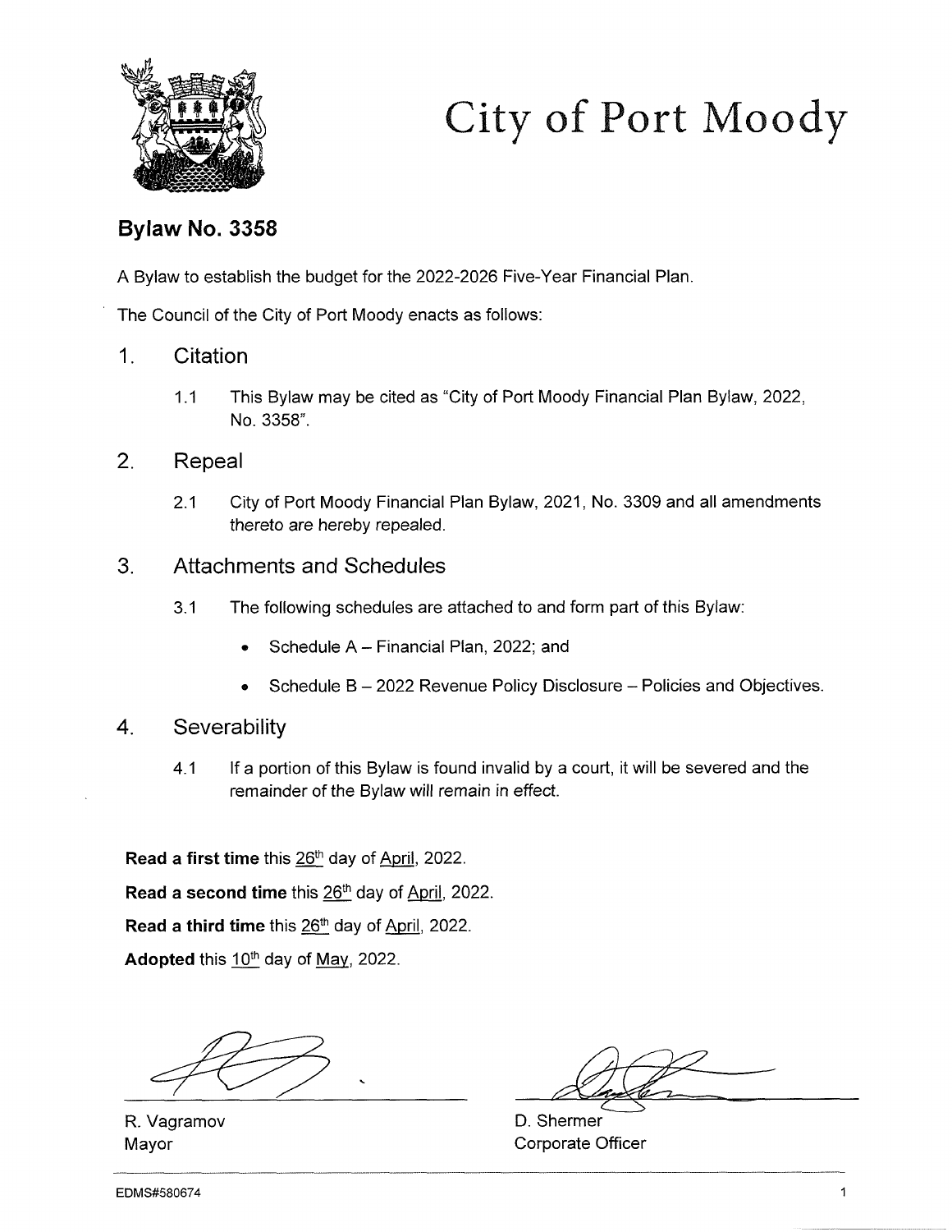# City of Port Moody

## Bylaw No. 3358

A Bylaw to establish the budget for the 2022-2026 Five-Year Financial Plan.

The Council of the City of Port Moody enacts as follows:

### 1. Citation

1.1 This Bylaw may be cited as "City of Port Moody Financial Plan Bylaw, 2022, No. 3358".

### 2. Repeal

2.1 City of Port Moody Financial Plan Bylaw, 2021, No. 3309 and all amendments thereto are hereby repealed.

### 3. Attachments and Schedules

3.1 The following schedules are attached to and form part of this Bylaw:

- Schedule A – Financial Plan, 2022; and
- Schedule B – 2022 Revenue Policy Disclosure – Policies and Objectives.

### 4. Severability

4.1 If a portion of this Bylaw is found invalid by a court, it will be severed and the remainder of the Bylaw will remain in effect.

**Read a first time** this 26th day of April, 2022.

**Read a second time** this 26th day of April, 2022.

**Read a third time** this 26th day of April, 2022.

**Adopted** this 10th day of May, 2022.

R. Vagramov
Mayor

D. Shermer
Corporate Officer

EDMS#580674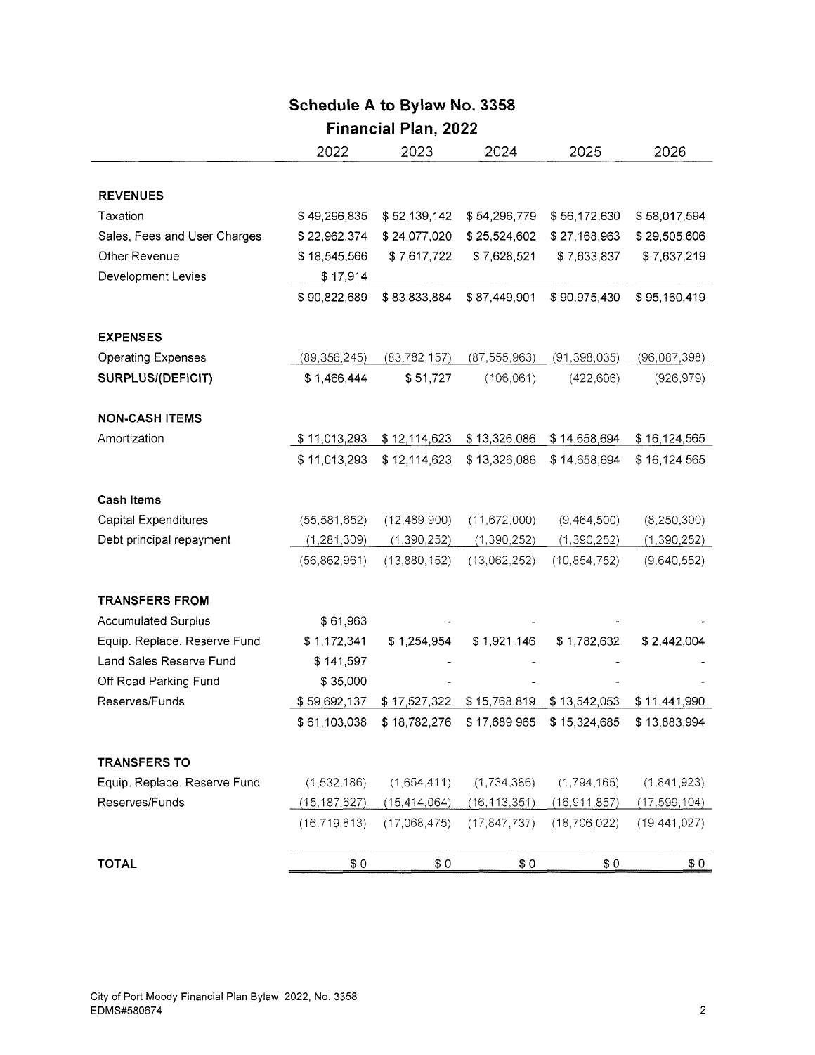# Schedule A to Bylaw No. 3358

## Financial Plan, 2022

| | 2022 | 2023 | 2024 | 2025 | 2026 |
|---|---|---|---|---|---|
| **REVENUES** | | | | | |
| Taxation | $ 49,296,835 | $ 52,139,142 | $ 54,296,779 | $ 56,172,630 | $ 58,017,594 |
| Sales, Fees and User Charges | $ 22,962,374 | $ 24,077,020 | $ 25,524,602 | $ 27,168,963 | $ 29,505,606 |
| Other Revenue | $ 18,545,566 | $ 7,617,722 | $ 7,628,521 | $ 7,633,837 | $ 7,637,219 |
| Development Levies | $ 17,914 | | | | |
| | $ 90,822,689 | $ 83,833,884 | $ 87,449,901 | $ 90,975,430 | $ 95,160,419 |
| **EXPENSES** | | | | | |
| Operating Expenses | (89,356,245) | (83,782,157) | (87,555,963) | (91,398,035) | (96,087,398) |
| **SURPLUS/(DEFICIT)** | $ 1,466,444 | $ 51,727 | (106,061) | (422,606) | (926,979) |
| **NON-CASH ITEMS** | | | | | |
| Amortization | $ 11,013,293 | $ 12,114,623 | $ 13,326,086 | $ 14,658,694 | $ 16,124,565 |
| | $ 11,013,293 | $ 12,114,623 | $ 13,326,086 | $ 14,658,694 | $ 16,124,565 |
| **Cash Items** | | | | | |
| Capital Expenditures | (55,581,652) | (12,489,900) | (11,672,000) | (9,464,500) | (8,250,300) |
| Debt principal repayment | (1,281,309) | (1,390,252) | (1,390,252) | (1,390,252) | (1,390,252) |
| | (56,862,961) | (13,880,152) | (13,062,252) | (10,854,752) | (9,640,552) |
| **TRANSFERS FROM** | | | | | |
| Accumulated Surplus | $ 61,963 | - | - | - | - |
| Equip. Replace. Reserve Fund | $ 1,172,341 | $ 1,254,954 | $ 1,921,146 | $ 1,782,632 | $ 2,442,004 |
| Land Sales Reserve Fund | $ 141,597 | - | - | - | - |
| Off Road Parking Fund | $ 35,000 | - | - | - | - |
| Reserves/Funds | $ 59,692,137 | $ 17,527,322 | $ 15,768,819 | $ 13,542,053 | $ 11,441,990 |
| | $ 61,103,038 | $ 18,782,276 | $ 17,689,965 | $ 15,324,685 | $ 13,883,994 |
| **TRANSFERS TO** | | | | | |
| Equip. Replace. Reserve Fund | (1,532,186) | (1,654,411) | (1,734,386) | (1,794,165) | (1,841,923) |
| Reserves/Funds | (15,187,627) | (15,414,064) | (16,113,351) | (16,911,857) | (17,599,104) |
| | (16,719,813) | (17,068,475) | (17,847,737) | (18,706,022) | (19,441,027) |
| **TOTAL** | $ 0 | $ 0 | $ 0 | $ 0 | $ 0 |

City of Port Moody Financial Plan Bylaw, 2022, No. 3358
EDMS#580674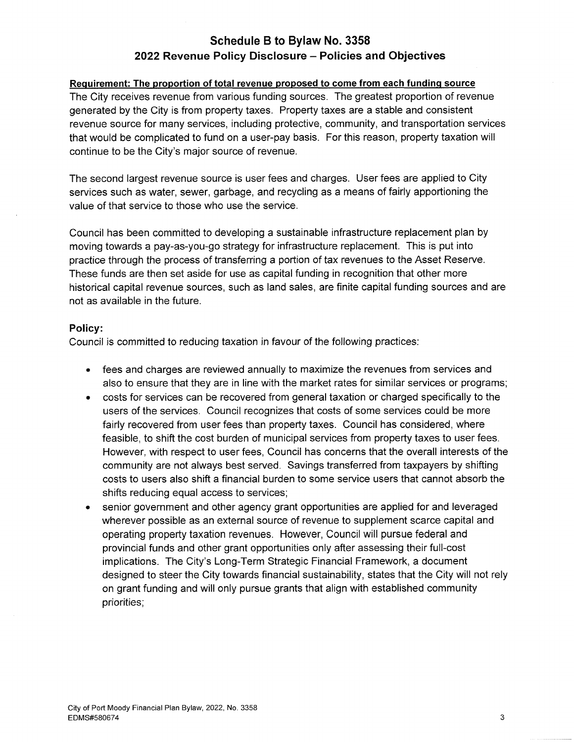# Schedule B to Bylaw No. 3358
## 2022 Revenue Policy Disclosure – Policies and Objectives

**Requirement: The proportion of total revenue proposed to come from each funding source**

The City receives revenue from various funding sources. The greatest proportion of revenue generated by the City is from property taxes. Property taxes are a stable and consistent revenue source for many services, including protective, community, and transportation services that would be complicated to fund on a user-pay basis. For this reason, property taxation will continue to be the City's major source of revenue.

The second largest revenue source is user fees and charges. User fees are applied to City services such as water, sewer, garbage, and recycling as a means of fairly apportioning the value of that service to those who use the service.

Council has been committed to developing a sustainable infrastructure replacement plan by moving towards a pay-as-you-go strategy for infrastructure replacement. This is put into practice through the process of transferring a portion of tax revenues to the Asset Reserve. These funds are then set aside for use as capital funding in recognition that other more historical capital revenue sources, such as land sales, are finite capital funding sources and are not as available in the future.

### Policy:

Council is committed to reducing taxation in favour of the following practices:

- fees and charges are reviewed annually to maximize the revenues from services and also to ensure that they are in line with the market rates for similar services or programs;
- costs for services can be recovered from general taxation or charged specifically to the users of the services. Council recognizes that costs of some services could be more fairly recovered from user fees than property taxes. Council has considered, where feasible, to shift the cost burden of municipal services from property taxes to user fees. However, with respect to user fees, Council has concerns that the overall interests of the community are not always best served. Savings transferred from taxpayers by shifting costs to users also shift a financial burden to some service users that cannot absorb the shifts reducing equal access to services;
- senior government and other agency grant opportunities are applied for and leveraged wherever possible as an external source of revenue to supplement scarce capital and operating property taxation revenues. However, Council will pursue federal and provincial funds and other grant opportunities only after assessing their full-cost implications. The City's Long-Term Strategic Financial Framework, a document designed to steer the City towards financial sustainability, states that the City will not rely on grant funding and will only pursue grants that align with established community priorities;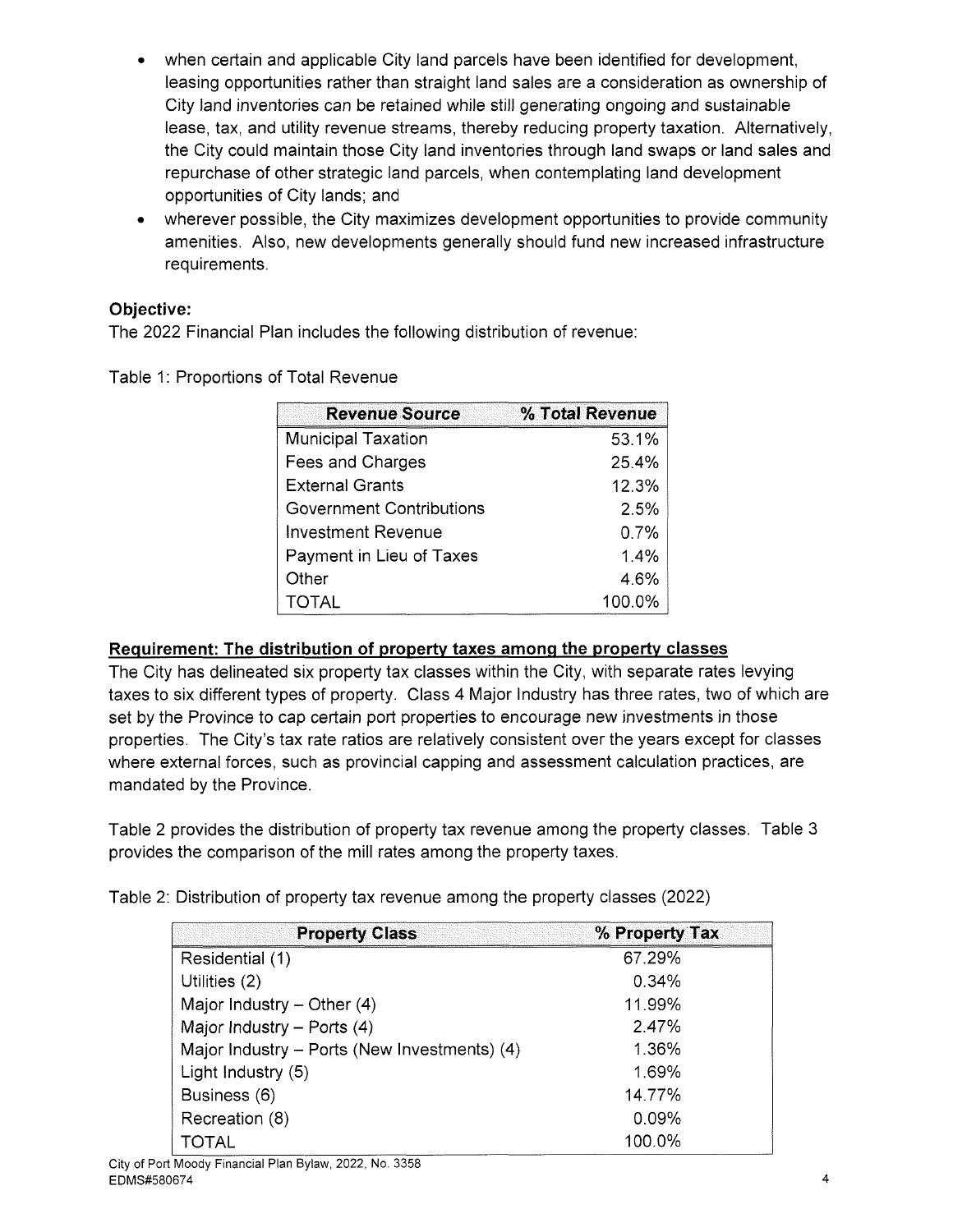- when certain and applicable City land parcels have been identified for development, leasing opportunities rather than straight land sales are a consideration as ownership of City land inventories can be retained while still generating ongoing and sustainable lease, tax, and utility revenue streams, thereby reducing property taxation. Alternatively, the City could maintain those City land inventories through land swaps or land sales and repurchase of other strategic land parcels, when contemplating land development opportunities of City lands; and
- wherever possible, the City maximizes development opportunities to provide community amenities. Also, new developments generally should fund new increased infrastructure requirements.

**Objective:**

The 2022 Financial Plan includes the following distribution of revenue:

Table 1: Proportions of Total Revenue

| Revenue Source | % Total Revenue |
|---|---|
| Municipal Taxation | 53.1% |
| Fees and Charges | 25.4% |
| External Grants | 12.3% |
| Government Contributions | 2.5% |
| Investment Revenue | 0.7% |
| Payment in Lieu of Taxes | 1.4% |
| Other | 4.6% |
| TOTAL | 100.0% |

**Requirement: The distribution of property taxes among the property classes**

The City has delineated six property tax classes within the City, with separate rates levying taxes to six different types of property. Class 4 Major Industry has three rates, two of which are set by the Province to cap certain port properties to encourage new investments in those properties. The City's tax rate ratios are relatively consistent over the years except for classes where external forces, such as provincial capping and assessment calculation practices, are mandated by the Province.

Table 2 provides the distribution of property tax revenue among the property classes. Table 3 provides the comparison of the mill rates among the property taxes.

Table 2: Distribution of property tax revenue among the property classes (2022)

| Property Class | % Property Tax |
|---|---|
| Residential (1) | 67.29% |
| Utilities (2) | 0.34% |
| Major Industry – Other (4) | 11.99% |
| Major Industry – Ports (4) | 2.47% |
| Major Industry – Ports (New Investments) (4) | 1.36% |
| Light Industry (5) | 1.69% |
| Business (6) | 14.77% |
| Recreation (8) | 0.09% |
| TOTAL | 100.0% |

City of Port Moody Financial Plan Bylaw, 2022, No. 3358
EDMS#580674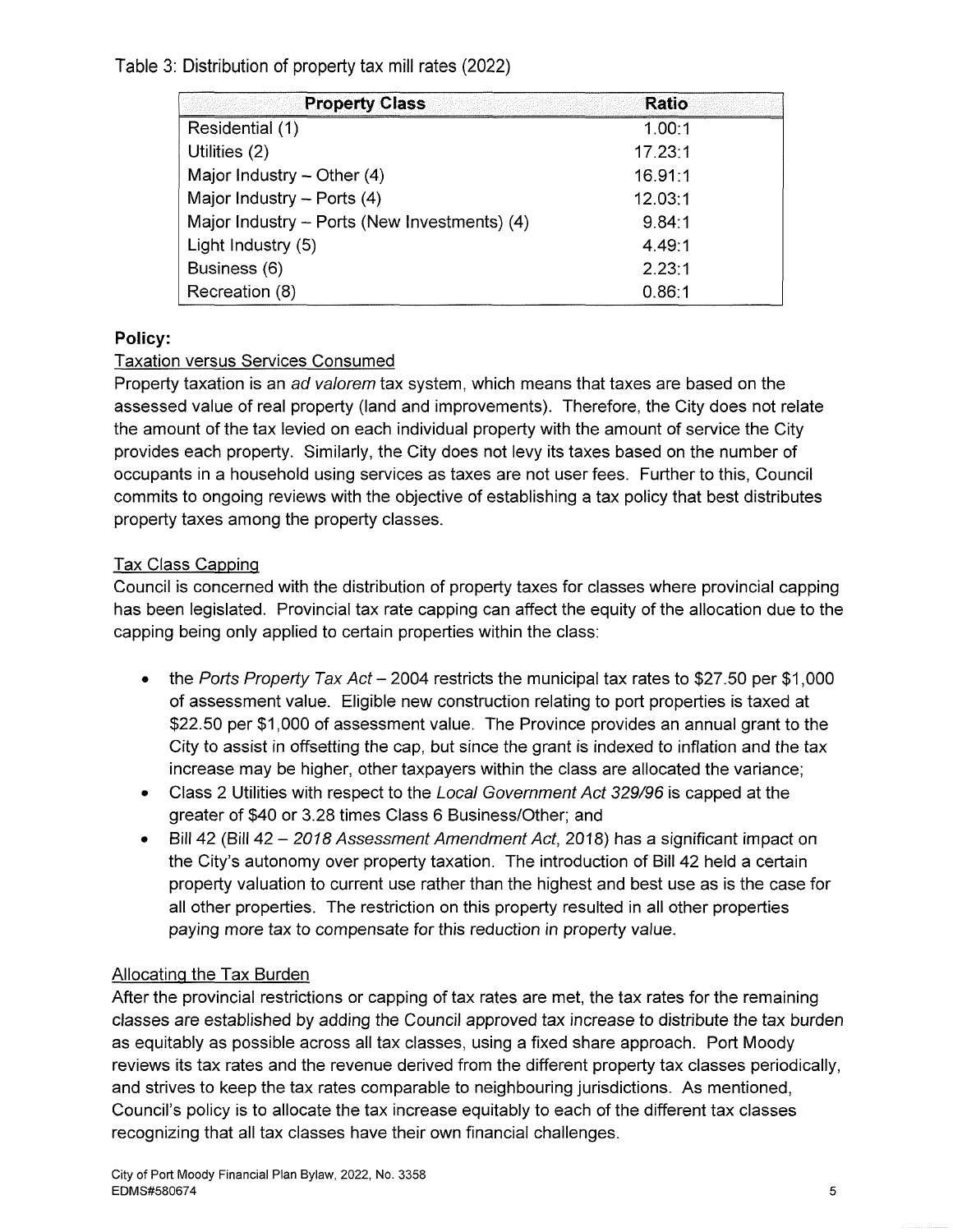Table 3: Distribution of property tax mill rates (2022)

| Property Class | Ratio |
|---|---|
| Residential (1) | 1.00:1 |
| Utilities (2) | 17.23:1 |
| Major Industry – Other (4) | 16.91:1 |
| Major Industry – Ports (4) | 12.03:1 |
| Major Industry – Ports (New Investments) (4) | 9.84:1 |
| Light Industry (5) | 4.49:1 |
| Business (6) | 2.23:1 |
| Recreation (8) | 0.86:1 |

**Policy:**

Taxation versus Services Consumed

Property taxation is an *ad valorem* tax system, which means that taxes are based on the assessed value of real property (land and improvements). Therefore, the City does not relate the amount of the tax levied on each individual property with the amount of service the City provides each property. Similarly, the City does not levy its taxes based on the number of occupants in a household using services as taxes are not user fees. Further to this, Council commits to ongoing reviews with the objective of establishing a tax policy that best distributes property taxes among the property classes.

Tax Class Capping

Council is concerned with the distribution of property taxes for classes where provincial capping has been legislated. Provincial tax rate capping can affect the equity of the allocation due to the capping being only applied to certain properties within the class:

- the *Ports Property Tax Act* – 2004 restricts the municipal tax rates to $27.50 per $1,000 of assessment value. Eligible new construction relating to port properties is taxed at $22.50 per $1,000 of assessment value. The Province provides an annual grant to the City to assist in offsetting the cap, but since the grant is indexed to inflation and the tax increase may be higher, other taxpayers within the class are allocated the variance;
- Class 2 Utilities with respect to the *Local Government Act 329/96* is capped at the greater of $40 or 3.28 times Class 6 Business/Other; and
- Bill 42 (Bill 42 – *2018 Assessment Amendment Act*, 2018) has a significant impact on the City's autonomy over property taxation. The introduction of Bill 42 held a certain property valuation to current use rather than the highest and best use as is the case for all other properties. The restriction on this property resulted in all other properties paying more tax to compensate for this reduction in property value.

Allocating the Tax Burden

After the provincial restrictions or capping of tax rates are met, the tax rates for the remaining classes are established by adding the Council approved tax increase to distribute the tax burden as equitably as possible across all tax classes, using a fixed share approach. Port Moody reviews its tax rates and the revenue derived from the different property tax classes periodically, and strives to keep the tax rates comparable to neighbouring jurisdictions. As mentioned, Council's policy is to allocate the tax increase equitably to each of the different tax classes recognizing that all tax classes have their own financial challenges.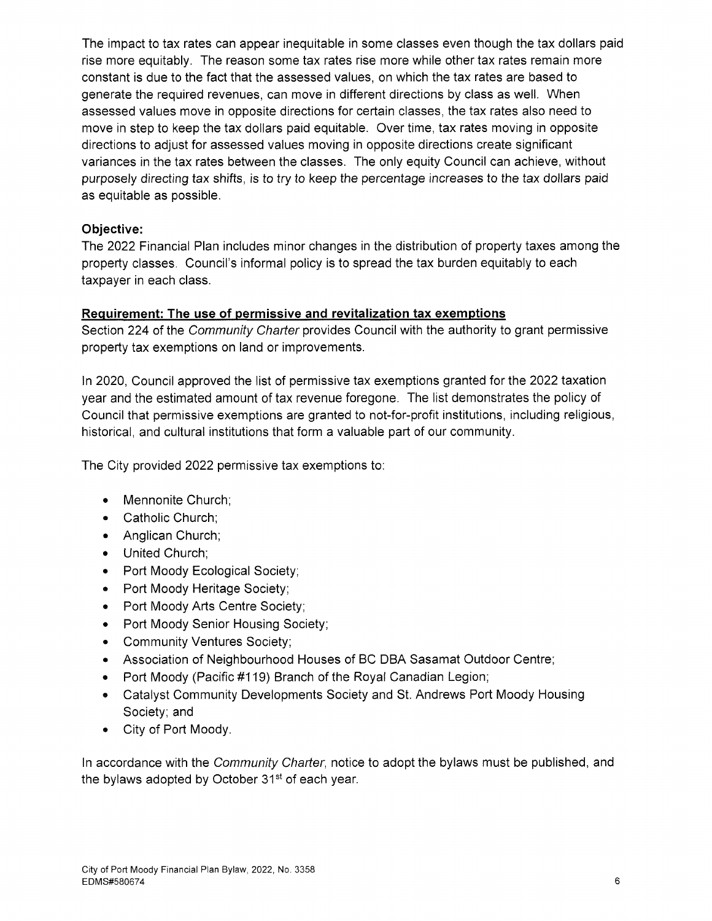The impact to tax rates can appear inequitable in some classes even though the tax dollars paid rise more equitably. The reason some tax rates rise more while other tax rates remain more constant is due to the fact that the assessed values, on which the tax rates are based to generate the required revenues, can move in different directions by class as well. When assessed values move in opposite directions for certain classes, the tax rates also need to move in step to keep the tax dollars paid equitable. Over time, tax rates moving in opposite directions to adjust for assessed values moving in opposite directions create significant variances in the tax rates between the classes. The only equity Council can achieve, without purposely directing tax shifts, is to try to keep the percentage increases to the tax dollars paid as equitable as possible.

**Objective:**

The 2022 Financial Plan includes minor changes in the distribution of property taxes among the property classes. Council's informal policy is to spread the tax burden equitably to each taxpayer in each class.

**Requirement: The use of permissive and revitalization tax exemptions**

Section 224 of the *Community Charter* provides Council with the authority to grant permissive property tax exemptions on land or improvements.

In 2020, Council approved the list of permissive tax exemptions granted for the 2022 taxation year and the estimated amount of tax revenue foregone. The list demonstrates the policy of Council that permissive exemptions are granted to not-for-profit institutions, including religious, historical, and cultural institutions that form a valuable part of our community.

The City provided 2022 permissive tax exemptions to:

- Mennonite Church;
- Catholic Church;
- Anglican Church;
- United Church;
- Port Moody Ecological Society;
- Port Moody Heritage Society;
- Port Moody Arts Centre Society;
- Port Moody Senior Housing Society;
- Community Ventures Society;
- Association of Neighbourhood Houses of BC DBA Sasamat Outdoor Centre;
- Port Moody (Pacific #119) Branch of the Royal Canadian Legion;
- Catalyst Community Developments Society and St. Andrews Port Moody Housing Society; and
- City of Port Moody.

In accordance with the *Community Charter*, notice to adopt the bylaws must be published, and the bylaws adopted by October 31st of each year.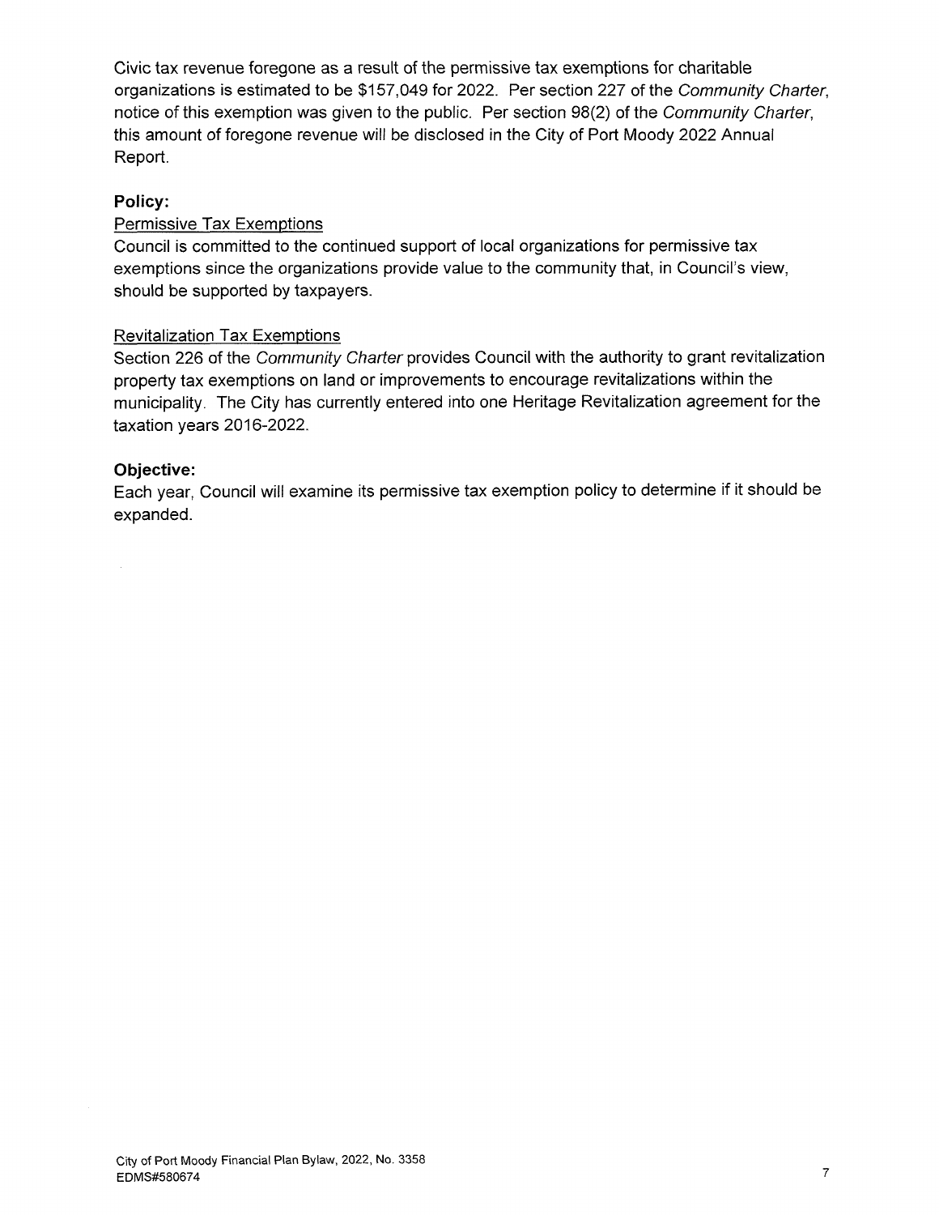Civic tax revenue foregone as a result of the permissive tax exemptions for charitable organizations is estimated to be $157,049 for 2022. Per section 227 of the *Community Charter*, notice of this exemption was given to the public. Per section 98(2) of the *Community Charter*, this amount of foregone revenue will be disclosed in the City of Port Moody 2022 Annual Report.

**Policy:**

Permissive Tax Exemptions

Council is committed to the continued support of local organizations for permissive tax exemptions since the organizations provide value to the community that, in Council's view, should be supported by taxpayers.

Revitalization Tax Exemptions

Section 226 of the *Community Charter* provides Council with the authority to grant revitalization property tax exemptions on land or improvements to encourage revitalizations within the municipality. The City has currently entered into one Heritage Revitalization agreement for the taxation years 2016-2022.

**Objective:**

Each year, Council will examine its permissive tax exemption policy to determine if it should be expanded.